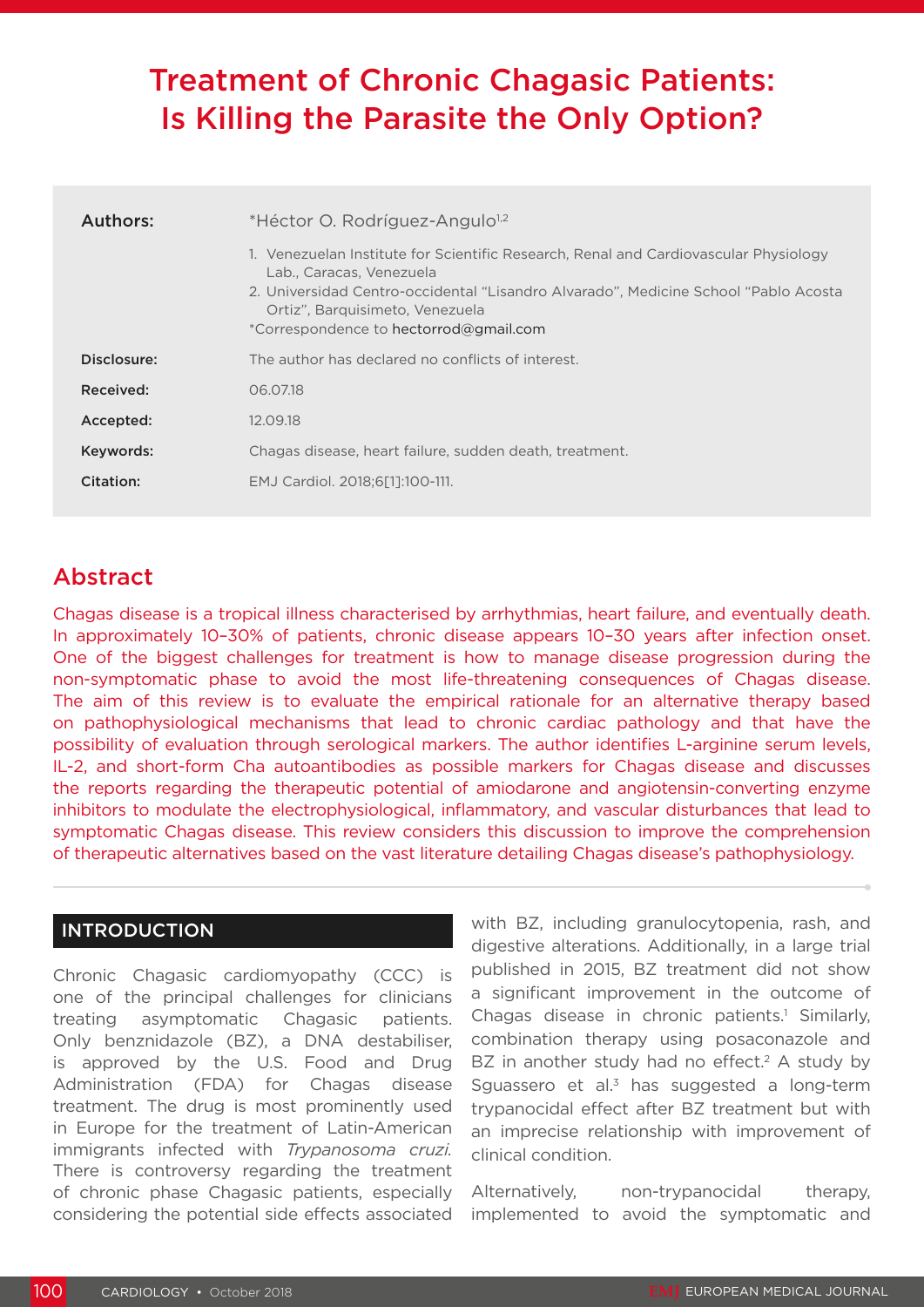# Treatment of Chronic Chagasic Patients: Is Killing the Parasite the Only Option?

**Authors:** *Héctor O. Rodríguez-Angulo[1,2]

1. Venezuelan Institute for Scientific Research, Renal and Cardiovascular Physiology Lab., Caracas, Venezuela
2. Universidad Centro-occidental "Lisandro Alvarado", Medicine School "Pablo Acosta Ortiz", Barquisimeto, Venezuela

*Correspondence to hectorrod@gmail.com

**Disclosure:** The author has declared no conflicts of interest.

**Received:** 06.07.18

**Accepted:** 12.09.18

**Keywords:** Chagas disease, heart failure, sudden death, treatment.

**Citation:** EMJ Cardiol. 2018;6[1]:100-111.

## Abstract

Chagas disease is a tropical illness characterised by arrhythmias, heart failure, and eventually death. In approximately 10–30% of patients, chronic disease appears 10–30 years after infection onset. One of the biggest challenges for treatment is how to manage disease progression during the non-symptomatic phase to avoid the most life-threatening consequences of Chagas disease. The aim of this review is to evaluate the empirical rationale for an alternative therapy based on pathophysiological mechanisms that lead to chronic cardiac pathology and that have the possibility of evaluation through serological markers. The author identifies L-arginine serum levels, IL-2, and short-form Cha autoantibodies as possible markers for Chagas disease and discusses the reports regarding the therapeutic potential of amiodarone and angiotensin-converting enzyme inhibitors to modulate the electrophysiological, inflammatory, and vascular disturbances that lead to symptomatic Chagas disease. This review considers this discussion to improve the comprehension of therapeutic alternatives based on the vast literature detailing Chagas disease's pathophysiology.

## INTRODUCTION

Chronic Chagasic cardiomyopathy (CCC) is one of the principal challenges for clinicians treating asymptomatic Chagasic patients. Only benznidazole (BZ), a DNA destabiliser, is approved by the U.S. Food and Drug Administration (FDA) for Chagas disease treatment. The drug is most prominently used in Europe for the treatment of Latin-American immigrants infected with *Trypanosoma cruzi*. There is controversy regarding the treatment of chronic phase Chagasic patients, especially considering the potential side effects associated with BZ, including granulocytopenia, rash, and digestive alterations. Additionally, in a large trial published in 2015, BZ treatment did not show a significant improvement in the outcome of Chagas disease in chronic patients.[1] Similarly, combination therapy using posaconazole and BZ in another study had no effect.[2] A study by Sguassero et al.[3] has suggested a long-term trypanocidal effect after BZ treatment but with an imprecise relationship with improvement of clinical condition.

Alternatively, non-trypanocidal therapy, implemented to avoid the symptomatic and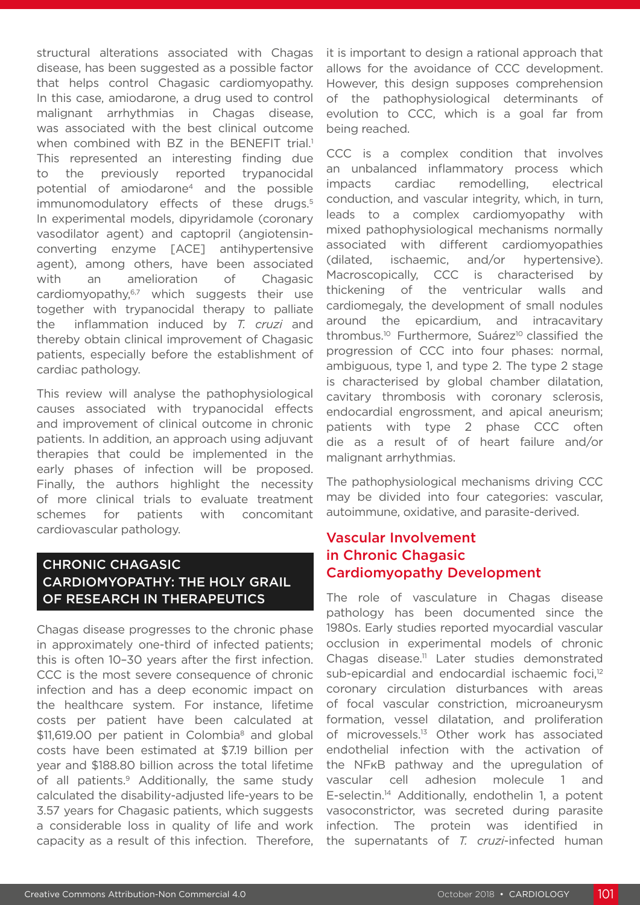structural alterations associated with Chagas disease, has been suggested as a possible factor that helps control Chagasic cardiomyopathy. In this case, amiodarone, a drug used to control malignant arrhythmias in Chagas disease, was associated with the best clinical outcome when combined with BZ in the BENEFIT trial.[1] This represented an interesting finding due to the previously reported trypanocidal potential of amiodarone[4] and the possible immunomodulatory effects of these drugs.[5] In experimental models, dipyridamole (coronary vasodilator agent) and captopril (angiotensin-converting enzyme [ACE] antihypertensive agent), among others, have been associated with an amelioration of Chagasic cardiomyopathy,[6,7] which suggests their use together with trypanocidal therapy to palliate the inflammation induced by *T. cruzi* and thereby obtain clinical improvement of Chagasic patients, especially before the establishment of cardiac pathology.

This review will analyse the pathophysiological causes associated with trypanocidal effects and improvement of clinical outcome in chronic patients. In addition, an approach using adjuvant therapies that could be implemented in the early phases of infection will be proposed. Finally, the authors highlight the necessity of more clinical trials to evaluate treatment schemes for patients with concomitant cardiovascular pathology.

## CHRONIC CHAGASIC CARDIOMYOPATHY: THE HOLY GRAIL OF RESEARCH IN THERAPEUTICS

Chagas disease progresses to the chronic phase in approximately one-third of infected patients; this is often 10–30 years after the first infection. CCC is the most severe consequence of chronic infection and has a deep economic impact on the healthcare system. For instance, lifetime costs per patient have been calculated at $11,619.00 per patient in Colombia[8] and global costs have been estimated at $7.19 billion per year and $188.80 billion across the total lifetime of all patients.[9] Additionally, the same study calculated the disability-adjusted life-years to be 3.57 years for Chagasic patients, which suggests a considerable loss in quality of life and work capacity as a result of this infection. Therefore, it is important to design a rational approach that allows for the avoidance of CCC development. However, this design supposes comprehension of the pathophysiological determinants of evolution to CCC, which is a goal far from being reached.

CCC is a complex condition that involves an unbalanced inflammatory process which impacts cardiac remodelling, electrical conduction, and vascular integrity, which, in turn, leads to a complex cardiomyopathy with mixed pathophysiological mechanisms normally associated with different cardiomyopathies (dilated, ischaemic, and/or hypertensive). Macroscopically, CCC is characterised by thickening of the ventricular walls and cardiomegaly, the development of small nodules around the epicardium, and intracavitary thrombus.[10] Furthermore, Suárez[10] classified the progression of CCC into four phases: normal, ambiguous, type 1, and type 2. The type 2 stage is characterised by global chamber dilatation, cavitary thrombosis with coronary sclerosis, endocardial engrossment, and apical aneurism; patients with type 2 phase CCC often die as a result of of heart failure and/or malignant arrhythmias.

The pathophysiological mechanisms driving CCC may be divided into four categories: vascular, autoimmune, oxidative, and parasite-derived.

## Vascular Involvement in Chronic Chagasic Cardiomyopathy Development

The role of vasculature in Chagas disease pathology has been documented since the 1980s. Early studies reported myocardial vascular occlusion in experimental models of chronic Chagas disease.[11] Later studies demonstrated sub-epicardial and endocardial ischaemic foci,[12] coronary circulation disturbances with areas of focal vascular constriction, microaneurysm formation, vessel dilatation, and proliferation of microvessels.[13] Other work has associated endothelial infection with the activation of the NFκB pathway and the upregulation of vascular cell adhesion molecule 1 and E-selectin.[14] Additionally, endothelin 1, a potent vasoconstrictor, was secreted during parasite infection. The protein was identified in the supernatants of *T. cruzi*-infected human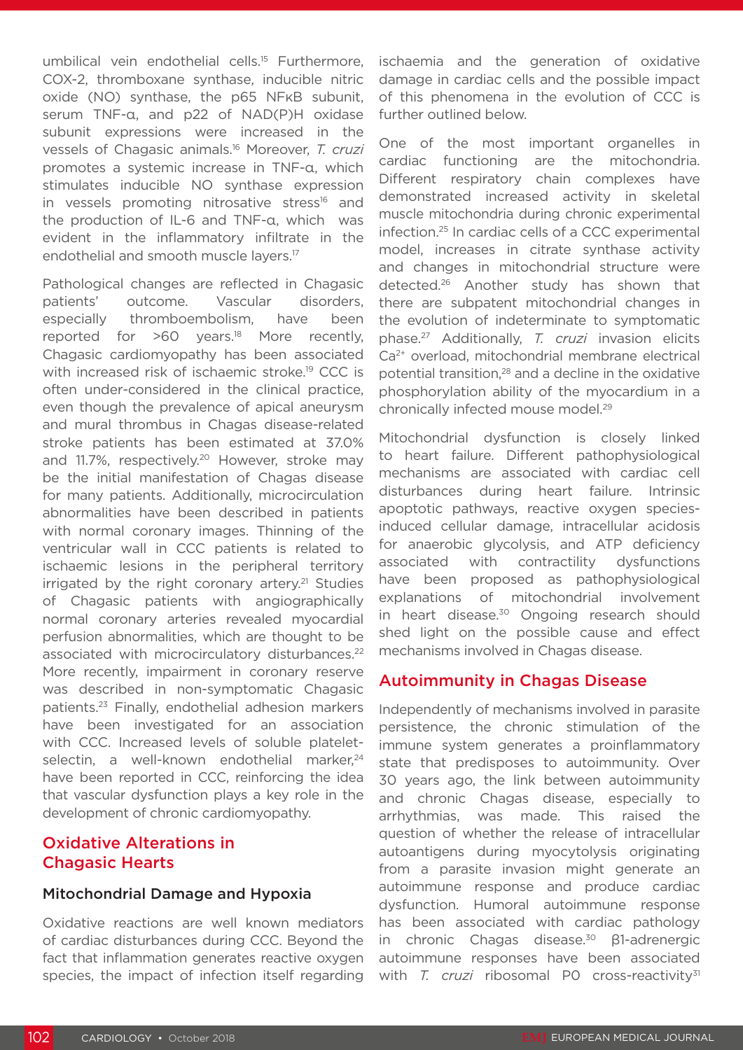umbilical vein endothelial cells.[15] Furthermore, COX-2, thromboxane synthase, inducible nitric oxide (NO) synthase, the p65 NFκB subunit, serum TNF-α, and p22 of NAD(P)H oxidase subunit expressions were increased in the vessels of Chagasic animals.[16] Moreover, *T. cruzi* promotes a systemic increase in TNF-α, which stimulates inducible NO synthase expression in vessels promoting nitrosative stress[16] and the production of IL-6 and TNF-α, which was evident in the inflammatory infiltrate in the endothelial and smooth muscle layers.[17]

Pathological changes are reflected in Chagasic patients' outcome. Vascular disorders, especially thromboembolism, have been reported for >60 years.[18] More recently, Chagasic cardiomyopathy has been associated with increased risk of ischaemic stroke.[19] CCC is often under-considered in the clinical practice, even though the prevalence of apical aneurysm and mural thrombus in Chagas disease-related stroke patients has been estimated at 37.0% and 11.7%, respectively.[20] However, stroke may be the initial manifestation of Chagas disease for many patients. Additionally, microcirculation abnormalities have been described in patients with normal coronary images. Thinning of the ventricular wall in CCC patients is related to ischaemic lesions in the peripheral territory irrigated by the right coronary artery.[21] Studies of Chagasic patients with angiographically normal coronary arteries revealed myocardial perfusion abnormalities, which are thought to be associated with microcirculatory disturbances.[22] More recently, impairment in coronary reserve was described in non-symptomatic Chagasic patients.[23] Finally, endothelial adhesion markers have been investigated for an association with CCC. Increased levels of soluble platelet-selectin, a well-known endothelial marker,[24] have been reported in CCC, reinforcing the idea that vascular dysfunction plays a key role in the development of chronic cardiomyopathy.

## Oxidative Alterations in Chagasic Hearts

### Mitochondrial Damage and Hypoxia

Oxidative reactions are well known mediators of cardiac disturbances during CCC. Beyond the fact that inflammation generates reactive oxygen species, the impact of infection itself regarding ischaemia and the generation of oxidative damage in cardiac cells and the possible impact of this phenomena in the evolution of CCC is further outlined below.

One of the most important organelles in cardiac functioning are the mitochondria. Different respiratory chain complexes have demonstrated increased activity in skeletal muscle mitochondria during chronic experimental infection.[25] In cardiac cells of a CCC experimental model, increases in citrate synthase activity and changes in mitochondrial structure were detected.[26] Another study has shown that there are subpatent mitochondrial changes in the evolution of indeterminate to symptomatic phase.[27] Additionally, *T. cruzi* invasion elicits $Ca^{2+}$ overload, mitochondrial membrane electrical potential transition,[28] and a decline in the oxidative phosphorylation ability of the myocardium in a chronically infected mouse model.[29]

Mitochondrial dysfunction is closely linked to heart failure. Different pathophysiological mechanisms are associated with cardiac cell disturbances during heart failure. Intrinsic apoptotic pathways, reactive oxygen species-induced cellular damage, intracellular acidosis for anaerobic glycolysis, and ATP deficiency associated with contractility dysfunctions have been proposed as pathophysiological explanations of mitochondrial involvement in heart disease.[30] Ongoing research should shed light on the possible cause and effect mechanisms involved in Chagas disease.

## Autoimmunity in Chagas Disease

Independently of mechanisms involved in parasite persistence, the chronic stimulation of the immune system generates a proinflammatory state that predisposes to autoimmunity. Over 30 years ago, the link between autoimmunity and chronic Chagas disease, especially to arrhythmias, was made. This raised the question of whether the release of intracellular autoantigens during myocytolysis originating from a parasite invasion might generate an autoimmune response and produce cardiac dysfunction. Humoral autoimmune response has been associated with cardiac pathology in chronic Chagas disease.[30] β1-adrenergic autoimmune responses have been associated with *T. cruzi* ribosomal P0 cross-reactivity[31]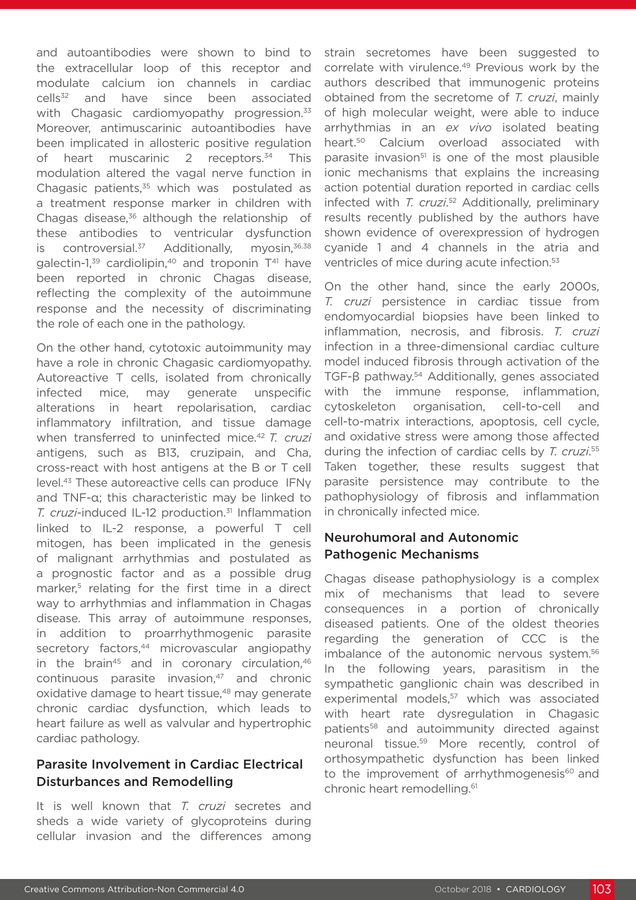and autoantibodies were shown to bind to the extracellular loop of this receptor and modulate calcium ion channels in cardiac cells[32] and have since been associated with Chagasic cardiomyopathy progression.[33] Moreover, antimuscarinic autoantibodies have been implicated in allosteric positive regulation of heart muscarinic 2 receptors.[34] This modulation altered the vagal nerve function in Chagasic patients,[35] which was postulated as a treatment response marker in children with Chagas disease,[36] although the relationship of these antibodies to ventricular dysfunction is controversial.[37] Additionally, myosin,[36,38] galectin-1,[39] cardiolipin,[40] and troponin T[41] have been reported in chronic Chagas disease, reflecting the complexity of the autoimmune response and the necessity of discriminating the role of each one in the pathology.

On the other hand, cytotoxic autoimmunity may have a role in chronic Chagasic cardiomyopathy. Autoreactive T cells, isolated from chronically infected mice, may generate unspecific alterations in heart repolarisation, cardiac inflammatory infiltration, and tissue damage when transferred to uninfected mice.[42] *T. cruzi* antigens, such as B13, cruzipain, and Cha, cross-react with host antigens at the B or T cell level.[43] These autoreactive cells can produce IFNγ and TNF-α; this characteristic may be linked to *T. cruzi*-induced IL-12 production.[31] Inflammation linked to IL-2 response, a powerful T cell mitogen, has been implicated in the genesis of malignant arrhythmias and postulated as a prognostic factor and as a possible drug marker,[5] relating for the first time in a direct way to arrhythmias and inflammation in Chagas disease. This array of autoimmune responses, in addition to proarrhythmogenic parasite secretory factors,[44] microvascular angiopathy in the brain[45] and in coronary circulation,[46] continuous parasite invasion,[47] and chronic oxidative damage to heart tissue,[48] may generate chronic cardiac dysfunction, which leads to heart failure as well as valvular and hypertrophic cardiac pathology.

## Parasite Involvement in Cardiac Electrical Disturbances and Remodelling

It is well known that *T. cruzi* secretes and sheds a wide variety of glycoproteins during cellular invasion and the differences among strain secretomes have been suggested to correlate with virulence.[49] Previous work by the authors described that immunogenic proteins obtained from the secretome of *T. cruzi*, mainly of high molecular weight, were able to induce arrhythmias in an *ex vivo* isolated beating heart.[50] Calcium overload associated with parasite invasion[51] is one of the most plausible ionic mechanisms that explains the increasing action potential duration reported in cardiac cells infected with *T. cruzi*.[52] Additionally, preliminary results recently published by the authors have shown evidence of overexpression of hydrogen cyanide 1 and 4 channels in the atria and ventricles of mice during acute infection.[53]

On the other hand, since the early 2000s, *T. cruzi* persistence in cardiac tissue from endomyocardial biopsies have been linked to inflammation, necrosis, and fibrosis. *T. cruzi* infection in a three-dimensional cardiac culture model induced fibrosis through activation of the TGF-β pathway.[54] Additionally, genes associated with the immune response, inflammation, cytoskeleton organisation, cell-to-cell and cell-to-matrix interactions, apoptosis, cell cycle, and oxidative stress were among those affected during the infection of cardiac cells by *T. cruzi*.[55] Taken together, these results suggest that parasite persistence may contribute to the pathophysiology of fibrosis and inflammation in chronically infected mice.

## Neurohumoral and Autonomic Pathogenic Mechanisms

Chagas disease pathophysiology is a complex mix of mechanisms that lead to severe consequences in a portion of chronically diseased patients. One of the oldest theories regarding the generation of CCC is the imbalance of the autonomic nervous system.[56] In the following years, parasitism in the sympathetic ganglionic chain was described in experimental models,[57] which was associated with heart rate dysregulation in Chagasic patients[58] and autoimmunity directed against neuronal tissue.[59] More recently, control of orthosympathetic dysfunction has been linked to the improvement of arrhythmogenesis[60] and chronic heart remodelling.[61]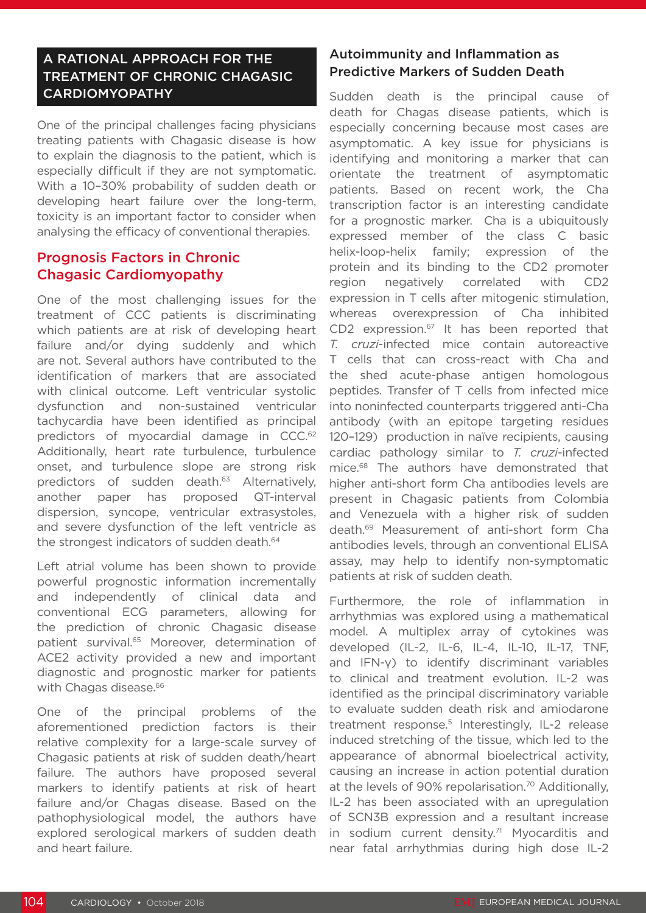## A RATIONAL APPROACH FOR THE TREATMENT OF CHRONIC CHAGASIC CARDIOMYOPATHY

One of the principal challenges facing physicians treating patients with Chagasic disease is how to explain the diagnosis to the patient, which is especially difficult if they are not symptomatic. With a 10–30% probability of sudden death or developing heart failure over the long-term, toxicity is an important factor to consider when analysing the efficacy of conventional therapies.

### Prognosis Factors in Chronic Chagasic Cardiomyopathy

One of the most challenging issues for the treatment of CCC patients is discriminating which patients are at risk of developing heart failure and/or dying suddenly and which are not. Several authors have contributed to the identification of markers that are associated with clinical outcome. Left ventricular systolic dysfunction and non-sustained ventricular tachycardia have been identified as principal predictors of myocardial damage in CCC.[62] Additionally, heart rate turbulence, turbulence onset, and turbulence slope are strong risk predictors of sudden death.[63] Alternatively, another paper has proposed QT-interval dispersion, syncope, ventricular extrasystoles, and severe dysfunction of the left ventricle as the strongest indicators of sudden death.[64]

Left atrial volume has been shown to provide powerful prognostic information incrementally and independently of clinical data and conventional ECG parameters, allowing for the prediction of chronic Chagasic disease patient survival.[65] Moreover, determination of ACE2 activity provided a new and important diagnostic and prognostic marker for patients with Chagas disease.[66]

One of the principal problems of the aforementioned prediction factors is their relative complexity for a large-scale survey of Chagasic patients at risk of sudden death/heart failure. The authors have proposed several markers to identify patients at risk of heart failure and/or Chagas disease. Based on the pathophysiological model, the authors have explored serological markers of sudden death and heart failure.

### Autoimmunity and Inflammation as Predictive Markers of Sudden Death

Sudden death is the principal cause of death for Chagas disease patients, which is especially concerning because most cases are asymptomatic. A key issue for physicians is identifying and monitoring a marker that can orientate the treatment of asymptomatic patients. Based on recent work, the Cha transcription factor is an interesting candidate for a prognostic marker. Cha is a ubiquitously expressed member of the class C basic helix-loop-helix family; expression of the protein and its binding to the CD2 promoter region negatively correlated with CD2 expression in T cells after mitogenic stimulation, whereas overexpression of Cha inhibited CD2 expression.[67] It has been reported that *T. cruzi*-infected mice contain autoreactive T cells that can cross-react with Cha and the shed acute-phase antigen homologous peptides. Transfer of T cells from infected mice into noninfected counterparts triggered anti-Cha antibody (with an epitope targeting residues 120–129) production in naïve recipients, causing cardiac pathology similar to *T. cruzi*-infected mice.[68] The authors have demonstrated that higher anti-short form Cha antibodies levels are present in Chagasic patients from Colombia and Venezuela with a higher risk of sudden death.[69] Measurement of anti-short form Cha antibodies levels, through an conventional ELISA assay, may help to identify non-symptomatic patients at risk of sudden death.

Furthermore, the role of inflammation in arrhythmias was explored using a mathematical model. A multiplex array of cytokines was developed (IL-2, IL-6, IL-4, IL-10, IL-17, TNF, and IFN-γ) to identify discriminant variables to clinical and treatment evolution. IL-2 was identified as the principal discriminatory variable to evaluate sudden death risk and amiodarone treatment response.[5] Interestingly, IL-2 release induced stretching of the tissue, which led to the appearance of abnormal bioelectrical activity, causing an increase in action potential duration at the levels of 90% repolarisation.[70] Additionally, IL-2 has been associated with an upregulation of SCN3B expression and a resultant increase in sodium current density.[71] Myocarditis and near fatal arrhythmias during high dose IL-2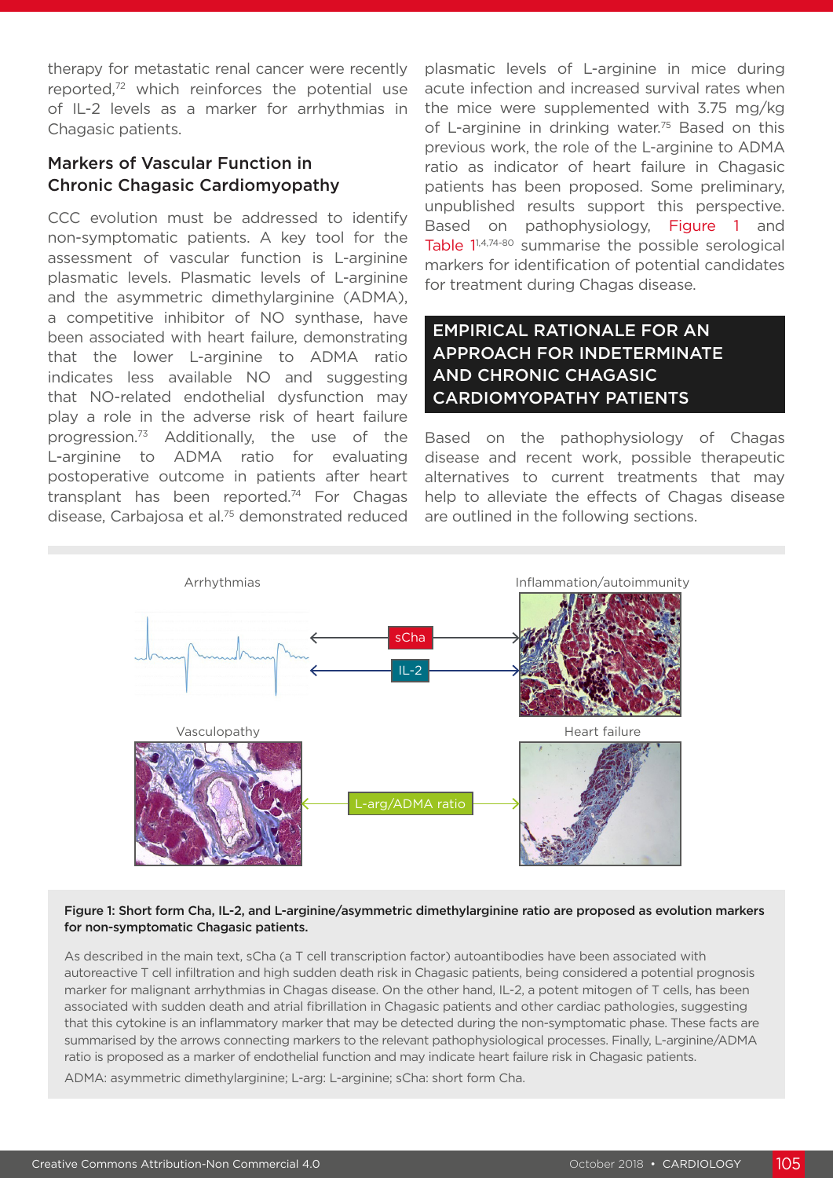therapy for metastatic renal cancer were recently reported,[72] which reinforces the potential use of IL-2 levels as a marker for arrhythmias in Chagasic patients.

### Markers of Vascular Function in Chronic Chagasic Cardiomyopathy

CCC evolution must be addressed to identify non-symptomatic patients. A key tool for the assessment of vascular function is L-arginine plasmatic levels. Plasmatic levels of L-arginine and the asymmetric dimethylarginine (ADMA), a competitive inhibitor of NO synthase, have been associated with heart failure, demonstrating that the lower L-arginine to ADMA ratio indicates less available NO and suggesting that NO-related endothelial dysfunction may play a role in the adverse risk of heart failure progression.[73] Additionally, the use of the L-arginine to ADMA ratio for evaluating postoperative outcome in patients after heart transplant has been reported.[74] For Chagas disease, Carbajosa et al.[75] demonstrated reduced plasmatic levels of L-arginine in mice during acute infection and increased survival rates when the mice were supplemented with 3.75 mg/kg of L-arginine in drinking water.[75] Based on this previous work, the role of the L-arginine to ADMA ratio as indicator of heart failure in Chagasic patients has been proposed. Some preliminary, unpublished results support this perspective. Based on pathophysiology, Figure 1 and Table 1[1,4,74-80] summarise the possible serological markers for identification of potential candidates for treatment during Chagas disease.

## EMPIRICAL RATIONALE FOR AN APPROACH FOR INDETERMINATE AND CHRONIC CHAGASIC CARDIOMYOPATHY PATIENTS

Based on the pathophysiology of Chagas disease and recent work, possible therapeutic alternatives to current treatments that may help to alleviate the effects of Chagas disease are outlined in the following sections.

**Figure 1: Short form Cha, IL-2, and L-arginine/asymmetric dimethylarginine ratio are proposed as evolution markers for non-symptomatic Chagasic patients.**

As described in the main text, sCha (a T cell transcription factor) autoantibodies have been associated with autoreactive T cell infiltration and high sudden death risk in Chagasic patients, being considered a potential prognosis marker for malignant arrhythmias in Chagas disease. On the other hand, IL-2, a potent mitogen of T cells, has been associated with sudden death and atrial fibrillation in Chagasic patients and other cardiac pathologies, suggesting that this cytokine is an inflammatory marker that may be detected during the non-symptomatic phase. These facts are summarised by the arrows connecting markers to the relevant pathophysiological processes. Finally, L-arginine/ADMA ratio is proposed as a marker of endothelial function and may indicate heart failure risk in Chagasic patients.

ADMA: asymmetric dimethylarginine; L-arg: L-arginine; sCha: short form Cha.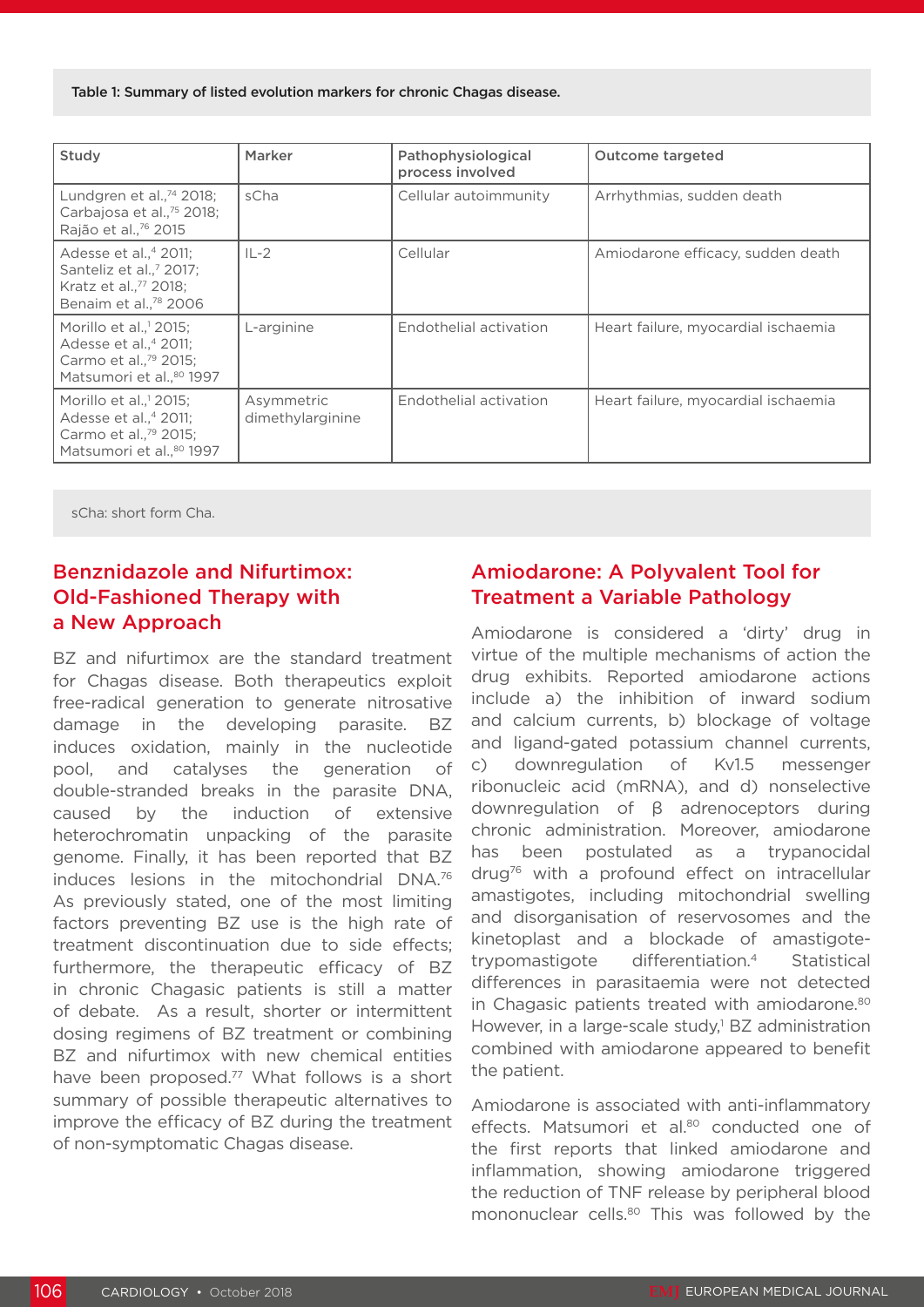Table 1: Summary of listed evolution markers for chronic Chagas disease.

| Study | Marker | Pathophysiological process involved | Outcome targeted |
|---|---|---|---|
| Lundgren et al.,[74] 2018; Carbajosa et al.,[75] 2018; Rajão et al.,[76] 2015 | sCha | Cellular autoimmunity | Arrhythmias, sudden death |
| Adesse et al.,[4] 2011; Santeliz et al.,[7] 2017; Kratz et al.,[77] 2018; Benaim et al.,[78] 2006 | IL-2 | Cellular | Amiodarone efficacy, sudden death |
| Morillo et al.,[1] 2015; Adesse et al.,[4] 2011; Carmo et al.,[79] 2015; Matsumori et al.,[80] 1997 | L-arginine | Endothelial activation | Heart failure, myocardial ischaemia |
| Morillo et al.,[1] 2015; Adesse et al.,[4] 2011; Carmo et al.,[79] 2015; Matsumori et al.,[80] 1997 | Asymmetric dimethylarginine | Endothelial activation | Heart failure, myocardial ischaemia |

sCha: short form Cha.

## Benznidazole and Nifurtimox: Old-Fashioned Therapy with a New Approach

BZ and nifurtimox are the standard treatment for Chagas disease. Both therapeutics exploit free-radical generation to generate nitrosative damage in the developing parasite. BZ induces oxidation, mainly in the nucleotide pool, and catalyses the generation of double-stranded breaks in the parasite DNA, caused by the induction of extensive heterochromatin unpacking of the parasite genome. Finally, it has been reported that BZ induces lesions in the mitochondrial DNA.[76] As previously stated, one of the most limiting factors preventing BZ use is the high rate of treatment discontinuation due to side effects; furthermore, the therapeutic efficacy of BZ in chronic Chagasic patients is still a matter of debate. As a result, shorter or intermittent dosing regimens of BZ treatment or combining BZ and nifurtimox with new chemical entities have been proposed.[77] What follows is a short summary of possible therapeutic alternatives to improve the efficacy of BZ during the treatment of non-symptomatic Chagas disease.

## Amiodarone: A Polyvalent Tool for Treatment a Variable Pathology

Amiodarone is considered a 'dirty' drug in virtue of the multiple mechanisms of action the drug exhibits. Reported amiodarone actions include a) the inhibition of inward sodium and calcium currents, b) blockage of voltage and ligand-gated potassium channel currents, c) downregulation of Kv1.5 messenger ribonucleic acid (mRNA), and d) nonselective downregulation of β adrenoceptors during chronic administration. Moreover, amiodarone has been postulated as a trypanocidal drug[76] with a profound effect on intracellular amastigotes, including mitochondrial swelling and disorganisation of reservosomes and the kinetoplast and a blockade of amastigote-trypomastigote differentiation.[4] Statistical differences in parasitaemia were not detected in Chagasic patients treated with amiodarone.[80] However, in a large-scale study,[1] BZ administration combined with amiodarone appeared to benefit the patient.

Amiodarone is associated with anti-inflammatory effects. Matsumori et al.[80] conducted one of the first reports that linked amiodarone and inflammation, showing amiodarone triggered the reduction of TNF release by peripheral blood mononuclear cells.[80] This was followed by the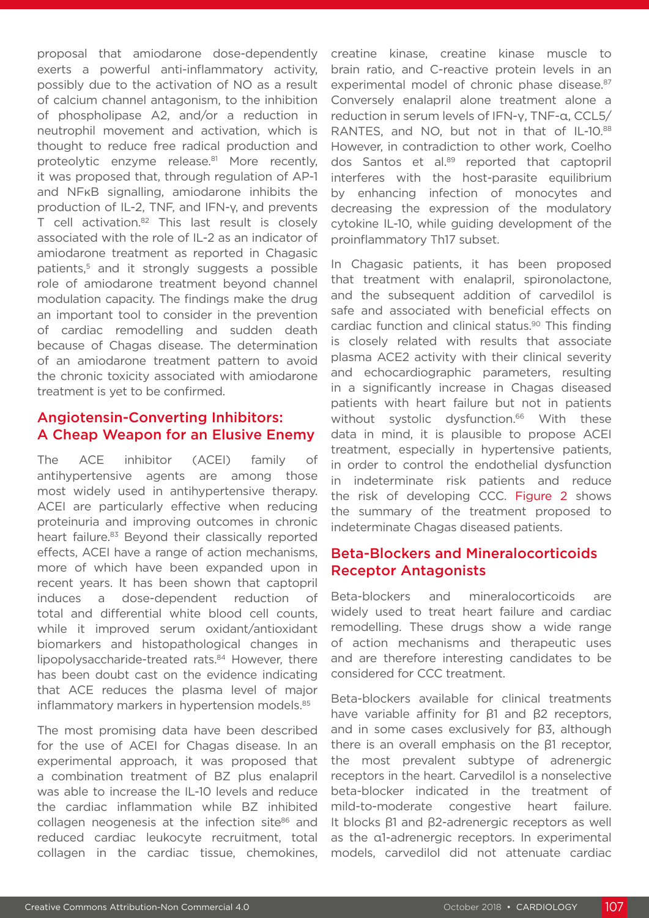proposal that amiodarone dose-dependently exerts a powerful anti-inflammatory activity, possibly due to the activation of NO as a result of calcium channel antagonism, to the inhibition of phospholipase A2, and/or a reduction in neutrophil movement and activation, which is thought to reduce free radical production and proteolytic enzyme release.[81] More recently, it was proposed that, through regulation of AP-1 and NFκB signalling, amiodarone inhibits the production of IL-2, TNF, and IFN-γ, and prevents T cell activation.[82] This last result is closely associated with the role of IL-2 as an indicator of amiodarone treatment as reported in Chagasic patients,[5] and it strongly suggests a possible role of amiodarone treatment beyond channel modulation capacity. The findings make the drug an important tool to consider in the prevention of cardiac remodelling and sudden death because of Chagas disease. The determination of an amiodarone treatment pattern to avoid the chronic toxicity associated with amiodarone treatment is yet to be confirmed.

## Angiotensin-Converting Inhibitors: A Cheap Weapon for an Elusive Enemy

The ACE inhibitor (ACEI) family of antihypertensive agents are among those most widely used in antihypertensive therapy. ACEI are particularly effective when reducing proteinuria and improving outcomes in chronic heart failure.[83] Beyond their classically reported effects, ACEI have a range of action mechanisms, more of which have been expanded upon in recent years. It has been shown that captopril induces a dose-dependent reduction of total and differential white blood cell counts, while it improved serum oxidant/antioxidant biomarkers and histopathological changes in lipopolysaccharide-treated rats.[84] However, there has been doubt cast on the evidence indicating that ACE reduces the plasma level of major inflammatory markers in hypertension models.[85]

The most promising data have been described for the use of ACEI for Chagas disease. In an experimental approach, it was proposed that a combination treatment of BZ plus enalapril was able to increase the IL-10 levels and reduce the cardiac inflammation while BZ inhibited collagen neogenesis at the infection site[86] and reduced cardiac leukocyte recruitment, total collagen in the cardiac tissue, chemokines, creatine kinase, creatine kinase muscle to brain ratio, and C-reactive protein levels in an experimental model of chronic phase disease.[87] Conversely enalapril alone treatment alone a reduction in serum levels of IFN-γ, TNF-α, CCL5/RANTES, and NO, but not in that of IL-10.[88] However, in contradiction to other work, Coelho dos Santos et al.[89] reported that captopril interferes with the host-parasite equilibrium by enhancing infection of monocytes and decreasing the expression of the modulatory cytokine IL-10, while guiding development of the proinflammatory Th17 subset.

In Chagasic patients, it has been proposed that treatment with enalapril, spironolactone, and the subsequent addition of carvedilol is safe and associated with beneficial effects on cardiac function and clinical status.[90] This finding is closely related with results that associate plasma ACE2 activity with their clinical severity and echocardiographic parameters, resulting in a significantly increase in Chagas diseased patients with heart failure but not in patients without systolic dysfunction.[66] With these data in mind, it is plausible to propose ACEI treatment, especially in hypertensive patients, in order to control the endothelial dysfunction in indeterminate risk patients and reduce the risk of developing CCC. Figure 2 shows the summary of the treatment proposed to indeterminate Chagas diseased patients.

## Beta-Blockers and Mineralocorticoids Receptor Antagonists

Beta-blockers and mineralocorticoids are widely used to treat heart failure and cardiac remodelling. These drugs show a wide range of action mechanisms and therapeutic uses and are therefore interesting candidates to be considered for CCC treatment.

Beta-blockers available for clinical treatments have variable affinity for β1 and β2 receptors, and in some cases exclusively for β3, although there is an overall emphasis on the β1 receptor, the most prevalent subtype of adrenergic receptors in the heart. Carvedilol is a nonselective beta-blocker indicated in the treatment of mild-to-moderate congestive heart failure. It blocks β1 and β2-adrenergic receptors as well as the α1-adrenergic receptors. In experimental models, carvedilol did not attenuate cardiac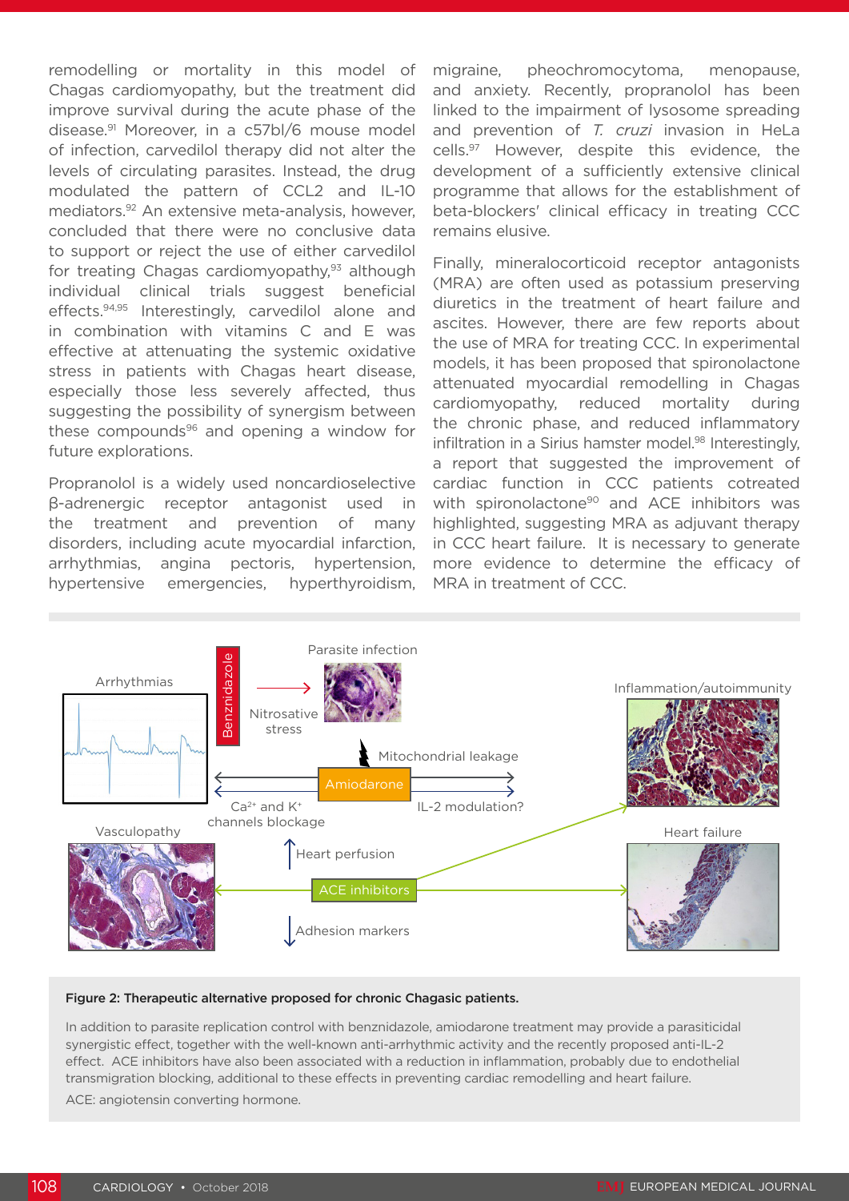remodelling or mortality in this model of Chagas cardiomyopathy, but the treatment did improve survival during the acute phase of the disease.[91] Moreover, in a c57bl/6 mouse model of infection, carvedilol therapy did not alter the levels of circulating parasites. Instead, the drug modulated the pattern of CCL2 and IL-10 mediators.[92] An extensive meta-analysis, however, concluded that there were no conclusive data to support or reject the use of either carvedilol for treating Chagas cardiomyopathy,[93] although individual clinical trials suggest beneficial effects.[94,95] Interestingly, carvedilol alone and in combination with vitamins C and E was effective at attenuating the systemic oxidative stress in patients with Chagas heart disease, especially those less severely affected, thus suggesting the possibility of synergism between these compounds[96] and opening a window for future explorations.

Propranolol is a widely used noncardioselective β-adrenergic receptor antagonist used in the treatment and prevention of many disorders, including acute myocardial infarction, arrhythmias, angina pectoris, hypertension, hypertensive emergencies, hyperthyroidism, migraine, pheochromocytoma, menopause, and anxiety. Recently, propranolol has been linked to the impairment of lysosome spreading and prevention of *T. cruzi* invasion in HeLa cells.[97] However, despite this evidence, the development of a sufficiently extensive clinical programme that allows for the establishment of beta-blockers' clinical efficacy in treating CCC remains elusive.

Finally, mineralocorticoid receptor antagonists (MRA) are often used as potassium preserving diuretics in the treatment of heart failure and ascites. However, there are few reports about the use of MRA for treating CCC. In experimental models, it has been proposed that spironolactone attenuated myocardial remodelling in Chagas cardiomyopathy, reduced mortality during the chronic phase, and reduced inflammatory infiltration in a Sirius hamster model.[98] Interestingly, a report that suggested the improvement of cardiac function in CCC patients cotreated with spironolactone[90] and ACE inhibitors was highlighted, suggesting MRA as adjuvant therapy in CCC heart failure. It is necessary to generate more evidence to determine the efficacy of MRA in treatment of CCC.

**Figure 2: Therapeutic alternative proposed for chronic Chagasic patients.**

In addition to parasite replication control with benznidazole, amiodarone treatment may provide a parasiticidal synergistic effect, together with the well-known anti-arrhythmic activity and the recently proposed anti-IL-2 effect. ACE inhibitors have also been associated with a reduction in inflammation, probably due to endothelial transmigration blocking, additional to these effects in preventing cardiac remodelling and heart failure.

ACE: angiotensin converting hormone.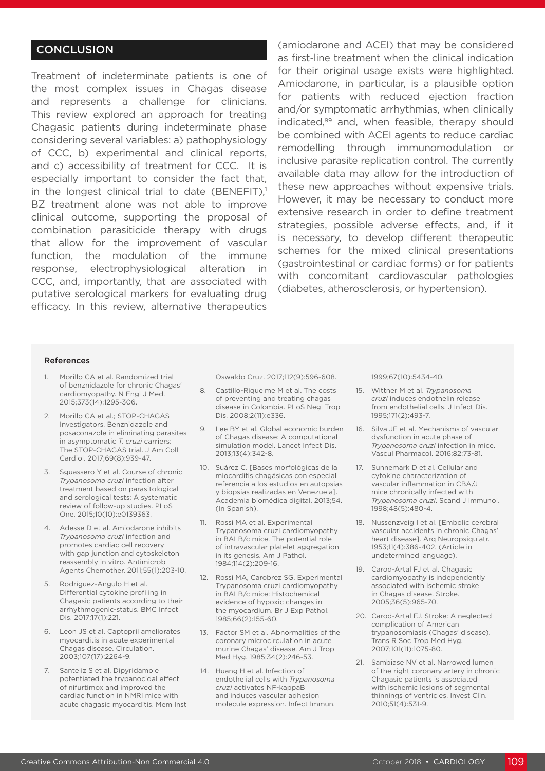## CONCLUSION

Treatment of indeterminate patients is one of the most complex issues in Chagas disease and represents a challenge for clinicians. This review explored an approach for treating Chagasic patients during indeterminate phase considering several variables: a) pathophysiology of CCC, b) experimental and clinical reports, and c) accessibility of treatment for CCC. It is especially important to consider the fact that, in the longest clinical trial to date (BENEFIT),[1] BZ treatment alone was not able to improve clinical outcome, supporting the proposal of combination parasiticide therapy with drugs that allow for the improvement of vascular function, the modulation of the immune response, electrophysiological alteration in CCC, and, importantly, that are associated with putative serological markers for evaluating drug efficacy. In this review, alternative therapeutics (amiodarone and ACEI) that may be considered as first-line treatment when the clinical indication for their original usage exists were highlighted. Amiodarone, in particular, is a plausible option for patients with reduced ejection fraction and/or symptomatic arrhythmias, when clinically indicated,[99] and, when feasible, therapy should be combined with ACEI agents to reduce cardiac remodelling through immunomodulation or inclusive parasite replication control. The currently available data may allow for the introduction of these new approaches without expensive trials. However, it may be necessary to conduct more extensive research in order to define treatment strategies, possible adverse effects, and, if it is necessary, to develop different therapeutic schemes for the mixed clinical presentations (gastrointestinal or cardiac forms) or for patients with concomitant cardiovascular pathologies (diabetes, atherosclerosis, or hypertension).

### References

1. Morillo CA et al. Randomized trial of benznidazole for chronic Chagas' cardiomyopathy. N Engl J Med. 2015;373(14):1295-306.
2. Morillo CA et al.; STOP-CHAGAS Investigators. Benznidazole and posaconazole in eliminating parasites in asymptomatic *T. cruzi* carriers: The STOP-CHAGAS trial. J Am Coll Cardiol. 2017;69(8):939-47.
3. Sguassero Y et al. Course of chronic *Trypanosoma cruzi* infection after treatment based on parasitological and serological tests: A systematic review of follow-up studies. PLoS One. 2015;10(10):e0139363.
4. Adesse D et al. Amiodarone inhibits *Trypanosoma cruzi* infection and promotes cardiac cell recovery with gap junction and cytoskeleton reassembly in vitro. Antimicrob Agents Chemother. 2011;55(1):203-10.
5. Rodríguez-Angulo H et al. Differential cytokine profiling in Chagasic patients according to their arrhythmogenic-status. BMC Infect Dis. 2017;17(1):221.
6. Leon JS et al. Captopril ameliorates myocarditis in acute experimental Chagas disease. Circulation. 2003;107(17):2264-9.
7. Santeliz S et al. Dipyridamole potentiated the trypanocidal effect of nifurtimox and improved the cardiac function in NMRI mice with acute chagasic myocarditis. Mem Inst Oswaldo Cruz. 2017;112(9):596-608.
8. Castillo-Riquelme M et al. The costs of preventing and treating chagas disease in Colombia. PLoS Negl Trop Dis. 2008;2(11):e336.
9. Lee BY et al. Global economic burden of Chagas disease: A computational simulation model. Lancet Infect Dis. 2013;13(4):342-8.
10. Suárez C. [Bases morfológicas de la miocarditis chagásicas con especial referencia a los estudios en autopsias y biopsias realizadas en Venezuela]. Academia biomédica digital. 2013;54. (In Spanish).
11. Rossi MA et al. Experimental Trypanosoma cruzi cardiomyopathy in BALB/c mice. The potential role of intravascular platelet aggregation in its genesis. Am J Pathol. 1984;114(2):209-16.
12. Rossi MA, Carobrez SG. Experimental Trypanosoma cruzi cardiomyopathy in BALB/c mice: Histochemical evidence of hypoxic changes in the myocardium. Br J Exp Pathol. 1985;66(2):155-60.
13. Factor SM et al. Abnormalities of the coronary microcirculation in acute murine Chagas' disease. Am J Trop Med Hyg. 1985;34(2):246-53.
14. Huang H et al. Infection of endothelial cells with *Trypanosoma cruzi* activates NF-kappaB and induces vascular adhesion molecule expression. Infect Immun. 1999;67(10):5434-40.
15. Wittner M et al. *Trypanosoma cruzi* induces endothelin release from endothelial cells. J Infect Dis. 1995;171(2):493-7.
16. Silva JF et al. Mechanisms of vascular dysfunction in acute phase of *Trypanosoma cruzi* infection in mice. Vascul Pharmacol. 2016;82:73-81.
17. Sunnemark D et al. Cellular and cytokine characterization of vascular inflammation in CBA/J mice chronically infected with *Trypanosoma cruzi*. Scand J Immunol. 1998;48(5):480-4.
18. Nussenzveig I et al. [Embolic cerebral vascular accidents in chronic Chagas' heart disease]. Arq Neuropsiquiatr. 1953;11(4):386-402. (Article in undetermined language).
19. Carod-Artal FJ et al. Chagasic cardiomyopathy is independently associated with ischemic stroke in Chagas disease. Stroke. 2005;36(5):965-70.
20. Carod-Artal FJ. Stroke: A neglected complication of American trypanosomiasis (Chagas' disease). Trans R Soc Trop Med Hyg. 2007;101(11):1075-80.
21. Sambiase NV et al. Narrowed lumen of the right coronary artery in chronic Chagasic patients is associated with ischemic lesions of segmental thinnings of ventricles. Invest Clin. 2010;51(4):531-9.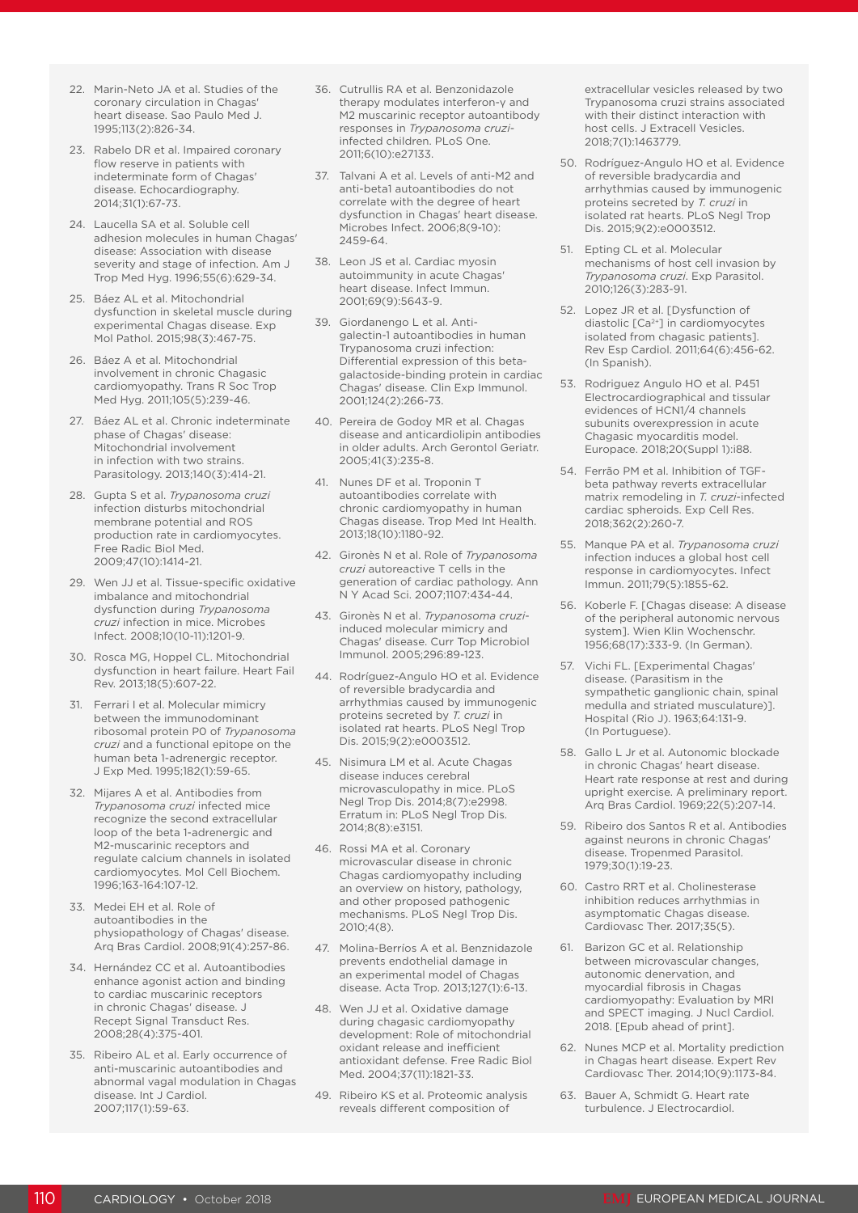22. Marin-Neto JA et al. Studies of the coronary circulation in Chagas' heart disease. Sao Paulo Med J. 1995;113(2):826-34.
23. Rabelo DR et al. Impaired coronary flow reserve in patients with indeterminate form of Chagas' disease. Echocardiography. 2014;31(1):67-73.
24. Laucella SA et al. Soluble cell adhesion molecules in human Chagas' disease: Association with disease severity and stage of infection. Am J Trop Med Hyg. 1996;55(6):629-34.
25. Báez AL et al. Mitochondrial dysfunction in skeletal muscle during experimental Chagas disease. Exp Mol Pathol. 2015;98(3):467-75.
26. Báez A et al. Mitochondrial involvement in chronic Chagasic cardiomyopathy. Trans R Soc Trop Med Hyg. 2011;105(5):239-46.
27. Báez AL et al. Chronic indeterminate phase of Chagas' disease: Mitochondrial involvement in infection with two strains. Parasitology. 2013;140(3):414-21.
28. Gupta S et al. *Trypanosoma cruzi* infection disturbs mitochondrial membrane potential and ROS production rate in cardiomyocytes. Free Radic Biol Med. 2009;47(10):1414-21.
29. Wen JJ et al. Tissue-specific oxidative imbalance and mitochondrial dysfunction during *Trypanosoma cruzi* infection in mice. Microbes Infect. 2008;10(10-11):1201-9.
30. Rosca MG, Hoppel CL. Mitochondrial dysfunction in heart failure. Heart Fail Rev. 2013;18(5):607-22.
31. Ferrari I et al. Molecular mimicry between the immunodominant ribosomal protein P0 of *Trypanosoma cruzi* and a functional epitope on the human beta 1-adrenergic receptor. J Exp Med. 1995;182(1):59-65.
32. Mijares A et al. Antibodies from *Trypanosoma cruzi* infected mice recognize the second extracellular loop of the beta 1-adrenergic and M2-muscarinic receptors and regulate calcium channels in isolated cardiomyocytes. Mol Cell Biochem. 1996;163-164:107-12.
33. Medei EH et al. Role of autoantibodies in the physiopathology of Chagas' disease. Arq Bras Cardiol. 2008;91(4):257-86.
34. Hernández CC et al. Autoantibodies enhance agonist action and binding to cardiac muscarinic receptors in chronic Chagas' disease. J Recept Signal Transduct Res. 2008;28(4):375-401.
35. Ribeiro AL et al. Early occurrence of anti-muscarinic autoantibodies and abnormal vagal modulation in Chagas disease. Int J Cardiol. 2007;117(1):59-63.
36. Cutrullis RA et al. Benzonidazole therapy modulates interferon-γ and M2 muscarinic receptor autoantibody responses in *Trypanosoma cruzi*-infected children. PLoS One. 2011;6(10):e27133.
37. Talvani A et al. Levels of anti-M2 and anti-beta1 autoantibodies do not correlate with the degree of heart dysfunction in Chagas' heart disease. Microbes Infect. 2006;8(9-10):2459-64.
38. Leon JS et al. Cardiac myosin autoimmunity in acute Chagas' heart disease. Infect Immun. 2001;69(9):5643-9.
39. Giordanengo L et al. Anti-galectin-1 autoantibodies in human Trypanosoma cruzi infection: Differential expression of this beta-galactoside-binding protein in cardiac Chagas' disease. Clin Exp Immunol. 2001;124(2):266-73.
40. Pereira de Godoy MR et al. Chagas disease and anticardiolipin antibodies in older adults. Arch Gerontol Geriatr. 2005;41(3):235-8.
41. Nunes DF et al. Troponin T autoantibodies correlate with chronic cardiomyopathy in human Chagas disease. Trop Med Int Health. 2013;18(10):1180-92.
42. Gironès N et al. Role of *Trypanosoma cruzi* autoreactive T cells in the generation of cardiac pathology. Ann N Y Acad Sci. 2007;1107:434-44.
43. Gironès N et al. *Trypanosoma cruzi*-induced molecular mimicry and Chagas' disease. Curr Top Microbiol Immunol. 2005;296:89-123.
44. Rodríguez-Angulo HO et al. Evidence of reversible bradycardia and arrhythmias caused by immunogenic proteins secreted by *T. cruzi* in isolated rat hearts. PLoS Negl Trop Dis. 2015;9(2):e0003512.
45. Nisimura LM et al. Acute Chagas disease induces cerebral microvasculopathy in mice. PLoS Negl Trop Dis. 2014;8(7):e2998. Erratum in: PLoS Negl Trop Dis. 2014;8(8):e3151.
46. Rossi MA et al. Coronary microvascular disease in chronic Chagas cardiomyopathy including an overview on history, pathology, and other proposed pathogenic mechanisms. PLoS Negl Trop Dis. 2010;4(8).
47. Molina-Berríos A et al. Benznidazole prevents endothelial damage in an experimental model of Chagas disease. Acta Trop. 2013;127(1):6-13.
48. Wen JJ et al. Oxidative damage during chagasic cardiomyopathy development: Role of mitochondrial oxidant release and inefficient antioxidant defense. Free Radic Biol Med. 2004;37(11):1821-33.
49. Ribeiro KS et al. Proteomic analysis reveals different composition of extracellular vesicles released by two Trypanosoma cruzi strains associated with their distinct interaction with host cells. J Extracell Vesicles. 2018;7(1):1463779.
50. Rodríguez-Angulo HO et al. Evidence of reversible bradycardia and arrhythmias caused by immunogenic proteins secreted by *T. cruzi* in isolated rat hearts. PLoS Negl Trop Dis. 2015;9(2):e0003512.
51. Epting CL et al. Molecular mechanisms of host cell invasion by *Trypanosoma cruzi*. Exp Parasitol. 2010;126(3):283-91.
52. Lopez JR et al. [Dysfunction of diastolic [$Ca^{2+}$] in cardiomyocytes isolated from chagasic patients]. Rev Esp Cardiol. 2011;64(6):456-62. (In Spanish).
53. Rodriguez Angulo HO et al. P451 Electrocardiographical and tissular evidences of HCN1/4 channels subunits overexpression in acute Chagasic myocarditis model. Europace. 2018;20(Suppl 1):i88.
54. Ferrão PM et al. Inhibition of TGF-beta pathway reverts extracellular matrix remodeling in *T. cruzi*-infected cardiac spheroids. Exp Cell Res. 2018;362(2):260-7.
55. Manque PA et al. *Trypanosoma cruzi* infection induces a global host cell response in cardiomyocytes. Infect Immun. 2011;79(5):1855-62.
56. Koberle F. [Chagas disease: A disease of the peripheral autonomic nervous system]. Wien Klin Wochenschr. 1956;68(17):333-9. (In German).
57. Vichi FL. [Experimental Chagas' disease. (Parasitism in the sympathetic ganglionic chain, spinal medulla and striated musculature)]. Hospital (Rio J). 1963;64:131-9. (In Portuguese).
58. Gallo L Jr et al. Autonomic blockade in chronic Chagas' heart disease. Heart rate response at rest and during upright exercise. A preliminary report. Arq Bras Cardiol. 1969;22(5):207-14.
59. Ribeiro dos Santos R et al. Antibodies against neurons in chronic Chagas' disease. Tropenmed Parasitol. 1979;30(1):19-23.
60. Castro RRT et al. Cholinesterase inhibition reduces arrhythmias in asymptomatic Chagas disease. Cardiovasc Ther. 2017;35(5).
61. Barizon GC et al. Relationship between microvascular changes, autonomic denervation, and myocardial fibrosis in Chagas cardiomyopathy: Evaluation by MRI and SPECT imaging. J Nucl Cardiol. 2018. [Epub ahead of print].
62. Nunes MCP et al. Mortality prediction in Chagas heart disease. Expert Rev Cardiovasc Ther. 2014;10(9):1173-84.
63. Bauer A, Schmidt G. Heart rate turbulence. J Electrocardiol.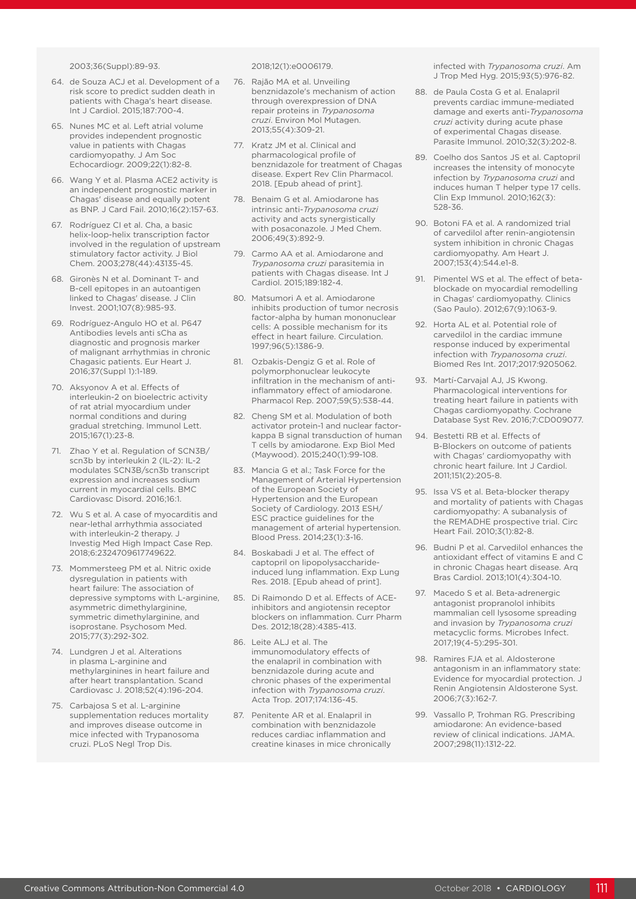2003;36(Suppl):89-93.

64. de Souza ACJ et al. Development of a risk score to predict sudden death in patients with Chaga's heart disease. Int J Cardiol. 2015;187:700-4.
65. Nunes MC et al. Left atrial volume provides independent prognostic value in patients with Chagas cardiomyopathy. J Am Soc Echocardiogr. 2009;22(1):82-8.
66. Wang Y et al. Plasma ACE2 activity is an independent prognostic marker in Chagas' disease and equally potent as BNP. J Card Fail. 2010;16(2):157-63.
67. Rodríguez CI et al. Cha, a basic helix-loop-helix transcription factor involved in the regulation of upstream stimulatory factor activity. J Biol Chem. 2003;278(44):43135-45.
68. Gironès N et al. Dominant T- and B-cell epitopes in an autoantigen linked to Chagas' disease. J Clin Invest. 2001;107(8):985-93.
69. Rodríguez-Angulo HO et al. P647 Antibodies levels anti sCha as diagnostic and prognosis marker of malignant arrhythmias in chronic Chagasic patients. Eur Heart J. 2016;37(Suppl 1):1-189.
70. Aksyonov A et al. Effects of interleukin-2 on bioelectric activity of rat atrial myocardium under normal conditions and during gradual stretching. Immunol Lett. 2015;167(1):23-8.
71. Zhao Y et al. Regulation of SCN3B/scn3b by interleukin 2 (IL-2): IL-2 modulates SCN3B/scn3b transcript expression and increases sodium current in myocardial cells. BMC Cardiovasc Disord. 2016;16:1.
72. Wu S et al. A case of myocarditis and near-lethal arrhythmia associated with interleukin-2 therapy. J Investig Med High Impact Case Rep. 2018;6:2324709617749622.
73. Mommersteeg PM et al. Nitric oxide dysregulation in patients with heart failure: The association of depressive symptoms with L-arginine, asymmetric dimethylarginine, symmetric dimethylarginine, and isoprostane. Psychosom Med. 2015;77(3):292-302.
74. Lundgren J et al. Alterations in plasma L-arginine and methylarginines in heart failure and after heart transplantation. Scand Cardiovasc J. 2018;52(4):196-204.
75. Carbajosa S et al. L-arginine supplementation reduces mortality and improves disease outcome in mice infected with Trypanosoma cruzi. PLoS Negl Trop Dis. 2018;12(1):e0006179.
76. Rajão MA et al. Unveiling benznidazole's mechanism of action through overexpression of DNA repair proteins in *Trypanosoma cruzi*. Environ Mol Mutagen. 2013;55(4):309-21.
77. Kratz JM et al. Clinical and pharmacological profile of benznidazole for treatment of Chagas disease. Expert Rev Clin Pharmacol. 2018. [Epub ahead of print].
78. Benaim G et al. Amiodarone has intrinsic anti-*Trypanosoma cruzi* activity and acts synergistically with posaconazole. J Med Chem. 2006;49(3):892-9.
79. Carmo AA et al. Amiodarone and *Trypanosoma cruzi* parasitemia in patients with Chagas disease. Int J Cardiol. 2015;189:182-4.
80. Matsumori A et al. Amiodarone inhibits production of tumor necrosis factor-alpha by human mononuclear cells: A possible mechanism for its effect in heart failure. Circulation. 1997;96(5):1386-9.
81. Ozbakis-Dengiz G et al. Role of polymorphonuclear leukocyte infiltration in the mechanism of anti-inflammatory effect of amiodarone. Pharmacol Rep. 2007;59(5):538-44.
82. Cheng SM et al. Modulation of both activator protein-1 and nuclear factor-kappa B signal transduction of human T cells by amiodarone. Exp Biol Med (Maywood). 2015;240(1):99-108.
83. Mancia G et al.; Task Force for the Management of Arterial Hypertension of the European Society of Hypertension and the European Society of Cardiology. 2013 ESH/ESC practice guidelines for the management of arterial hypertension. Blood Press. 2014;23(1):3-16.
84. Boskabadi J et al. The effect of captopril on lipopolysaccharide-induced lung inflammation. Exp Lung Res. 2018. [Epub ahead of print].
85. Di Raimondo D et al. Effects of ACE-inhibitors and angiotensin receptor blockers on inflammation. Curr Pharm Des. 2012;18(28):4385-413.
86. Leite ALJ et al. The immunomodulatory effects of the enalapril in combination with benznidazole during acute and chronic phases of the experimental infection with *Trypanosoma cruzi*. Acta Trop. 2017;174:136-45.
87. Penitente AR et al. Enalapril in combination with benznidazole reduces cardiac inflammation and creatine kinases in mice chronically infected with *Trypanosoma cruzi*. Am J Trop Med Hyg. 2015;93(5):976-82.
88. de Paula Costa G et al. Enalapril prevents cardiac immune-mediated damage and exerts anti-*Trypanosoma cruzi* activity during acute phase of experimental Chagas disease. Parasite Immunol. 2010;32(3):202-8.
89. Coelho dos Santos JS et al. Captopril increases the intensity of monocyte infection by *Trypanosoma cruzi* and induces human T helper type 17 cells. Clin Exp Immunol. 2010;162(3):528-36.
90. Botoni FA et al. A randomized trial of carvedilol after renin-angiotensin system inhibition in chronic Chagas cardiomyopathy. Am Heart J. 2007;153(4):544.e1-8.
91. Pimentel WS et al. The effect of beta-blockade on myocardial remodelling in Chagas' cardiomyopathy. Clinics (Sao Paulo). 2012;67(9):1063-9.
92. Horta AL et al. Potential role of carvedilol in the cardiac immune response induced by experimental infection with *Trypanosoma cruzi*. Biomed Res Int. 2017;2017:9205062.
93. Martí-Carvajal AJ, JS Kwong. Pharmacological interventions for treating heart failure in patients with Chagas cardiomyopathy. Cochrane Database Syst Rev. 2016;7:CD009077.
94. Bestetti RB et al. Effects of B-Blockers on outcome of patients with Chagas' cardiomyopathy with chronic heart failure. Int J Cardiol. 2011;151(2):205-8.
95. Issa VS et al. Beta-blocker therapy and mortality of patients with Chagas cardiomyopathy: A subanalysis of the REMADHE prospective trial. Circ Heart Fail. 2010;3(1):82-8.
96. Budni P et al. Carvedilol enhances the antioxidant effect of vitamins E and C in chronic Chagas heart disease. Arq Bras Cardiol. 2013;101(4):304-10.
97. Macedo S et al. Beta-adrenergic antagonist propranolol inhibits mammalian cell lysosome spreading and invasion by *Trypanosoma cruzi* metacyclic forms. Microbes Infect. 2017;19(4-5):295-301.
98. Ramires FJA et al. Aldosterone antagonism in an inflammatory state: Evidence for myocardial protection. J Renin Angiotensin Aldosterone Syst. 2006;7(3):162-7.
99. Vassallo P, Trohman RG. Prescribing amiodarone: An evidence-based review of clinical indications. JAMA. 2007;298(11):1312-22.